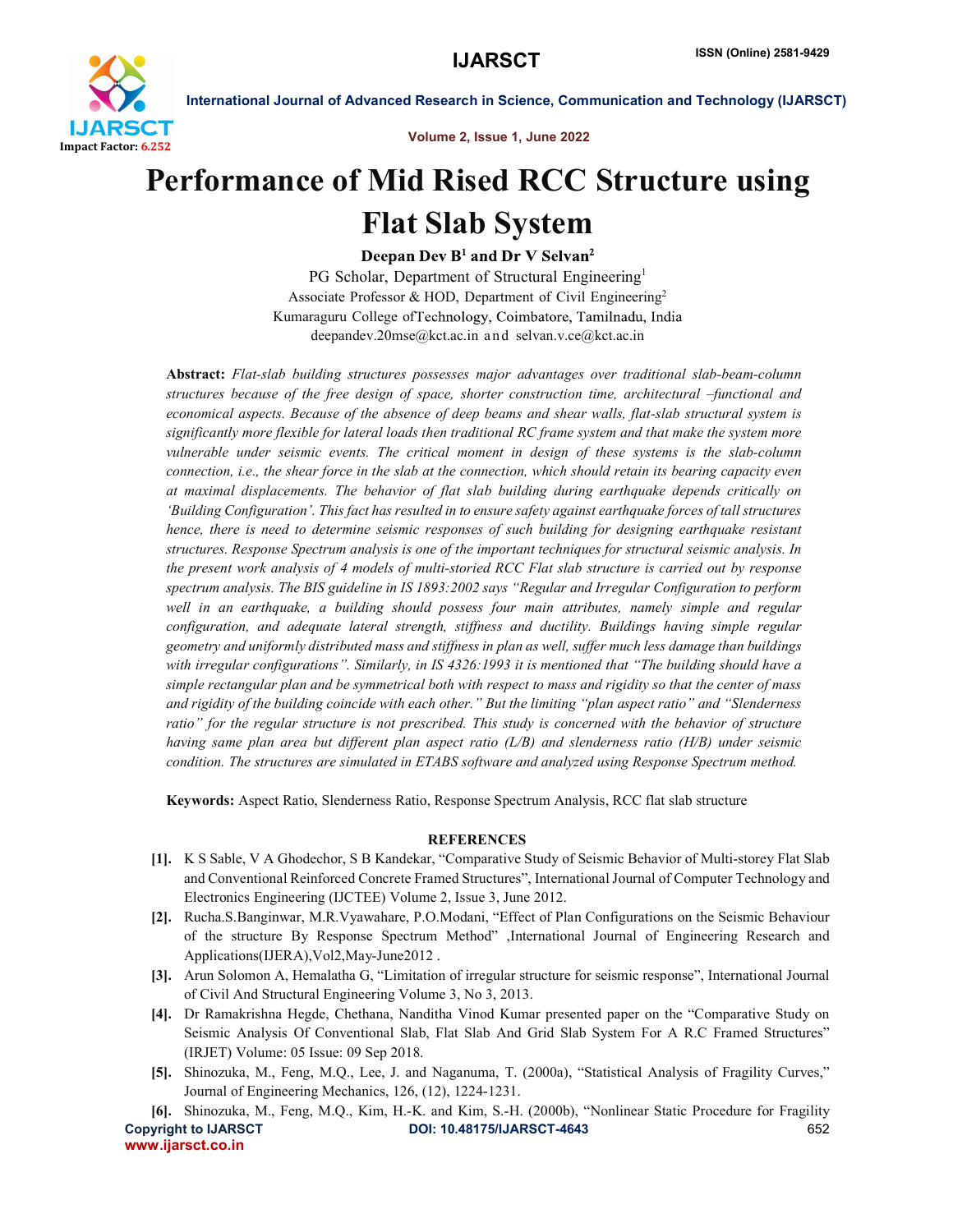# Performance of Mid Rised RCC Structure using Flat Slab System

**Deepan Dev B[1] and Dr V Selvan[2]**

PG Scholar, Department of Structural Engineering[1]
Associate Professor & HOD, Department of Civil Engineering[2]
Kumaraguru College ofTechnology, Coimbatore, Tamilnadu, India
deepandev.20mse@kct.ac.in and selvan.v.ce@kct.ac.in

**Abstract:** *Flat-slab building structures possesses major advantages over traditional slab-beam-column structures because of the free design of space, shorter construction time, architectural –functional and economical aspects. Because of the absence of deep beams and shear walls, flat-slab structural system is significantly more flexible for lateral loads then traditional RC frame system and that make the system more vulnerable under seismic events. The critical moment in design of these systems is the slab-column connection, i.e., the shear force in the slab at the connection, which should retain its bearing capacity even at maximal displacements. The behavior of flat slab building during earthquake depends critically on 'Building Configuration'. This fact has resulted in to ensure safety against earthquake forces of tall structures hence, there is need to determine seismic responses of such building for designing earthquake resistant structures. Response Spectrum analysis is one of the important techniques for structural seismic analysis. In the present work analysis of 4 models of multi-storied RCC Flat slab structure is carried out by response spectrum analysis. The BIS guideline in IS 1893:2002 says "Regular and Irregular Configuration to perform well in an earthquake, a building should possess four main attributes, namely simple and regular configuration, and adequate lateral strength, stiffness and ductility. Buildings having simple regular geometry and uniformly distributed mass and stiffness in plan as well, suffer much less damage than buildings with irregular configurations". Similarly, in IS 4326:1993 it is mentioned that "The building should have a simple rectangular plan and be symmetrical both with respect to mass and rigidity so that the center of mass and rigidity of the building coincide with each other." But the limiting "plan aspect ratio" and "Slenderness ratio" for the regular structure is not prescribed. This study is concerned with the behavior of structure having same plan area but different plan aspect ratio (L/B) and slenderness ratio (H/B) under seismic condition. The structures are simulated in ETABS software and analyzed using Response Spectrum method.*

**Keywords:** Aspect Ratio, Slenderness Ratio, Response Spectrum Analysis, RCC flat slab structure

## REFERENCES

[1]. K S Sable, V A Ghodechor, S B Kandekar, "Comparative Study of Seismic Behavior of Multi-storey Flat Slab and Conventional Reinforced Concrete Framed Structures", International Journal of Computer Technology and Electronics Engineering (IJCTEE) Volume 2, Issue 3, June 2012.

[2]. Rucha.S.Banginwar, M.R.Vyawahare, P.O.Modani, "Effect of Plan Configurations on the Seismic Behaviour of the structure By Response Spectrum Method" ,International Journal of Engineering Research and Applications(IJERA),Vol2,May-June2012 .

[3]. Arun Solomon A, Hemalatha G, "Limitation of irregular structure for seismic response", International Journal of Civil And Structural Engineering Volume 3, No 3, 2013.

[4]. Dr Ramakrishna Hegde, Chethana, Nanditha Vinod Kumar presented paper on the "Comparative Study on Seismic Analysis Of Conventional Slab, Flat Slab And Grid Slab System For A R.C Framed Structures" (IRJET) Volume: 05 Issue: 09 Sep 2018.

[5]. Shinozuka, M., Feng, M.Q., Lee, J. and Naganuma, T. (2000a), "Statistical Analysis of Fragility Curves," Journal of Engineering Mechanics, 126, (12), 1224-1231.

[6]. Shinozuka, M., Feng, M.Q., Kim, H.-K. and Kim, S.-H. (2000b), "Nonlinear Static Procedure for Fragility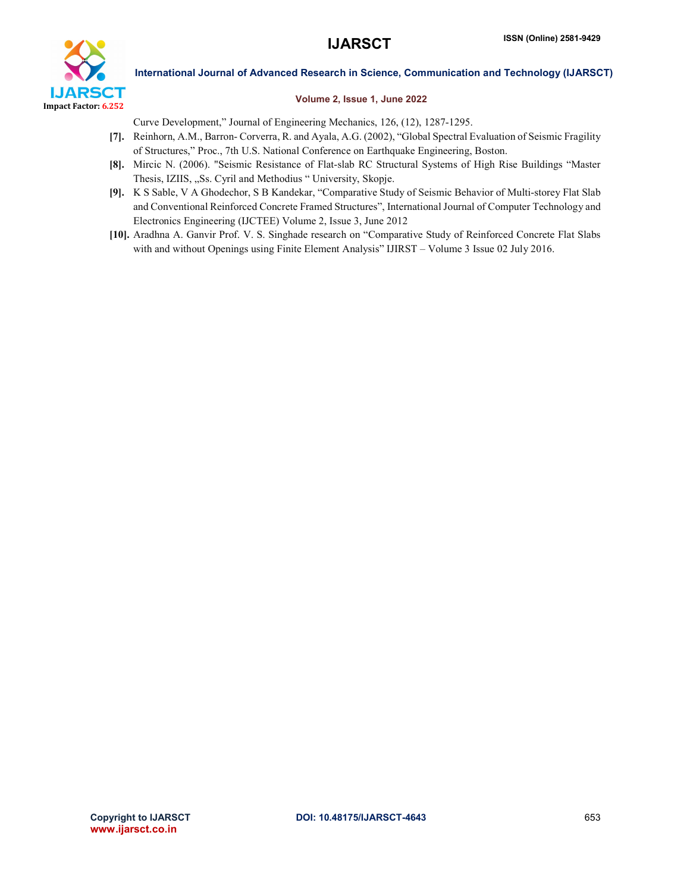Curve Development," Journal of Engineering Mechanics, 126, (12), 1287-1295.

[7]. Reinhorn, A.M., Barron- Corverra, R. and Ayala, A.G. (2002), "Global Spectral Evaluation of Seismic Fragility of Structures," Proc., 7th U.S. National Conference on Earthquake Engineering, Boston.

[8]. Mircic N. (2006). "Seismic Resistance of Flat-slab RC Structural Systems of High Rise Buildings "Master Thesis, IZIIS, „Ss. Cyril and Methodius " University, Skopje.

[9]. K S Sable, V A Ghodechor, S B Kandekar, "Comparative Study of Seismic Behavior of Multi-storey Flat Slab and Conventional Reinforced Concrete Framed Structures", International Journal of Computer Technology and Electronics Engineering (IJCTEE) Volume 2, Issue 3, June 2012

[10]. Aradhna A. Ganvir Prof. V. S. Singhade research on "Comparative Study of Reinforced Concrete Flat Slabs with and without Openings using Finite Element Analysis" IJIRST – Volume 3 Issue 02 July 2016.